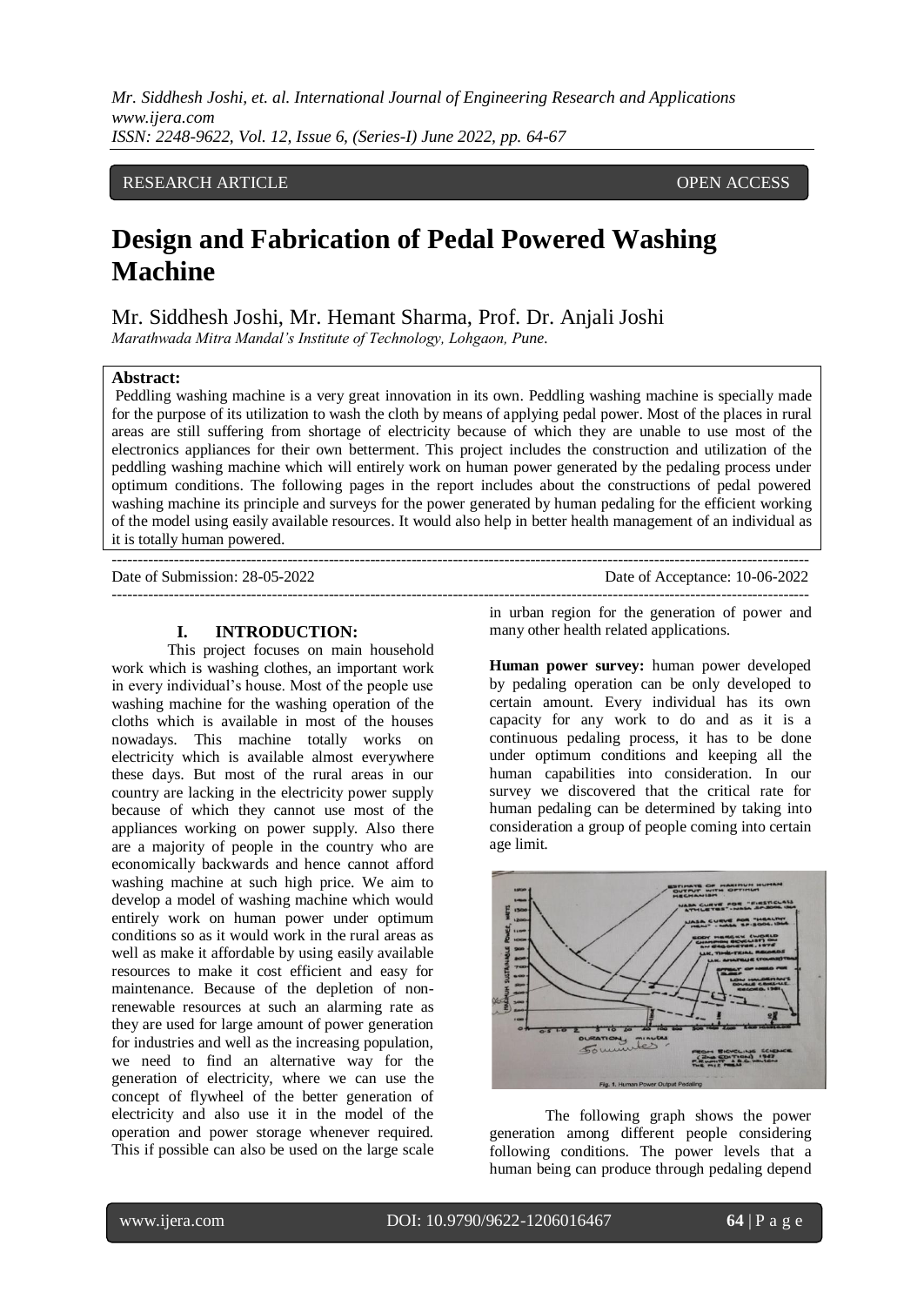RESEARCH ARTICLE OPEN ACCESS

# Design and Fabrication of Pedal Powered Washing Machine

Mr. Siddhesh Joshi, Mr. Hemant Sharma, Prof. Dr. Anjali Joshi

*Marathwada Mitra Mandal's Institute of Technology, Lohgaon, Pune.*

**Abstract:**

Peddling washing machine is a very great innovation in its own. Peddling washing machine is specially made for the purpose of its utilization to wash the cloth by means of applying pedal power. Most of the places in rural areas are still suffering from shortage of electricity because of which they are unable to use most of the electronics appliances for their own betterment. This project includes the construction and utilization of the peddling washing machine which will entirely work on human power generated by the pedaling process under optimum conditions. The following pages in the report includes about the constructions of pedal powered washing machine its principle and surveys for the power generated by human pedaling for the efficient working of the model using easily available resources. It would also help in better health management of an individual as it is totally human powered.

---

Date of Submission: 28-05-2022 Date of Acceptance: 10-06-2022

---

## I. INTRODUCTION:

This project focuses on main household work which is washing clothes, an important work in every individual's house. Most of the people use washing machine for the washing operation of the cloths which is available in most of the houses nowadays. This machine totally works on electricity which is available almost everywhere these days. But most of the rural areas in our country are lacking in the electricity power supply because of which they cannot use most of the appliances working on power supply. Also there are a majority of people in the country who are economically backwards and hence cannot afford washing machine at such high price. We aim to develop a model of washing machine which would entirely work on human power under optimum conditions so as it would work in the rural areas as well as make it affordable by using easily available resources to make it cost efficient and easy for maintenance. Because of the depletion of non-renewable resources at such an alarming rate as they are used for large amount of power generation for industries and well as the increasing population, we need to find an alternative way for the generation of electricity, where we can use the concept of flywheel of the better generation of electricity and also use it in the model of the operation and power storage whenever required. This if possible can also be used on the large scale in urban region for the generation of power and many other health related applications.

**Human power survey:** human power developed by pedaling operation can be only developed to certain amount. Every individual has its own capacity for any work to do and as it is a continuous pedaling process, it has to be done under optimum conditions and keeping all the human capabilities into consideration. In our survey we discovered that the critical rate for human pedaling can be determined by taking into consideration a group of people coming into certain age limit.

Fig. 1. Human Power Output Pedaling

The following graph shows the power generation among different people considering following conditions. The power levels that a human being can produce through pedaling depend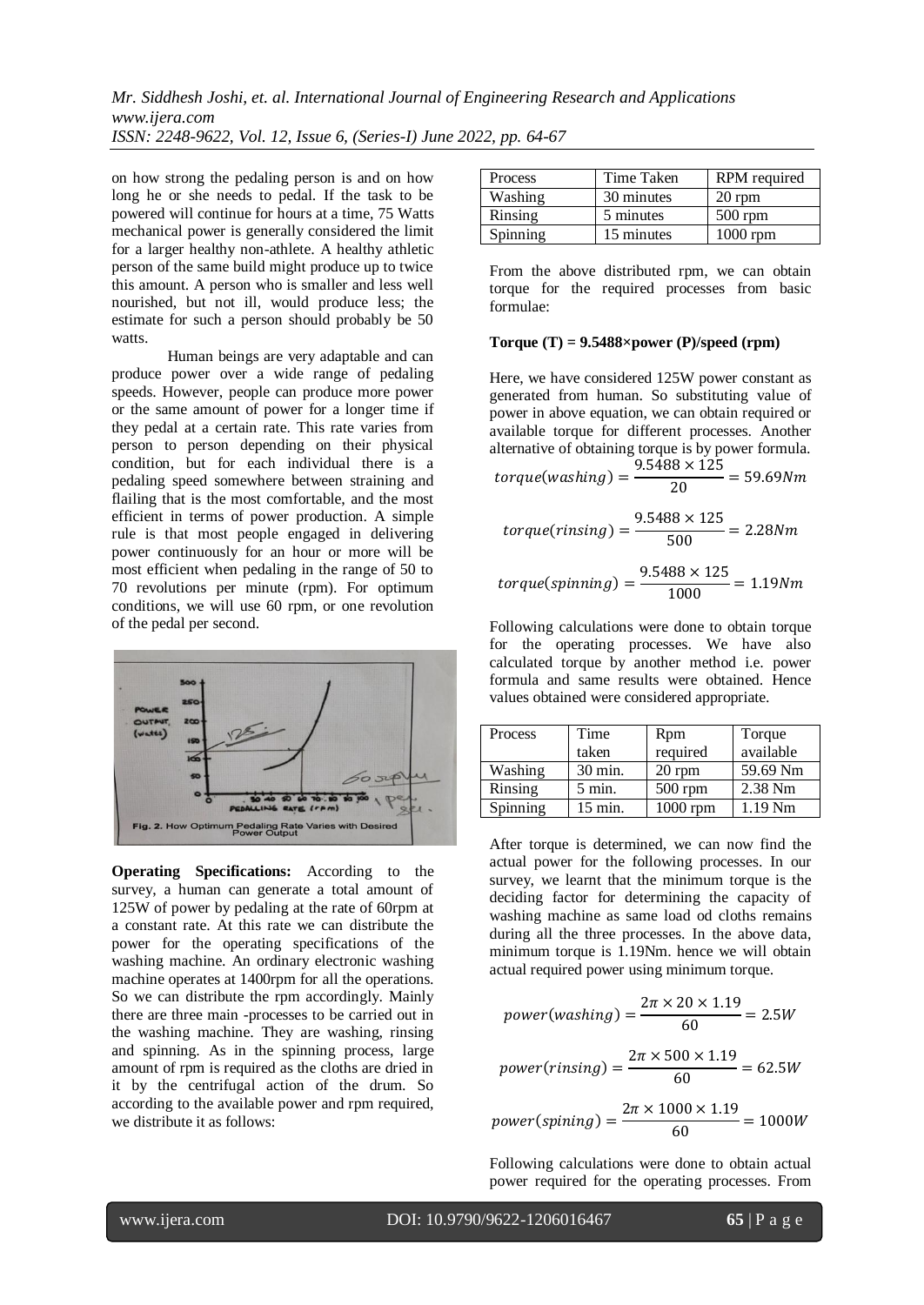on how strong the pedaling person is and on how long he or she needs to pedal. If the task to be powered will continue for hours at a time, 75 Watts mechanical power is generally considered the limit for a larger healthy non-athlete. A healthy athletic person of the same build might produce up to twice this amount. A person who is smaller and less well nourished, but not ill, would produce less; the estimate for such a person should probably be 50 watts.

Human beings are very adaptable and can produce power over a wide range of pedaling speeds. However, people can produce more power or the same amount of power for a longer time if they pedal at a certain rate. This rate varies from person to person depending on their physical condition, but for each individual there is a pedaling speed somewhere between straining and flailing that is the most comfortable, and the most efficient in terms of power production. A simple rule is that most people engaged in delivering power continuously for an hour or more will be most efficient when pedaling in the range of 50 to 70 revolutions per minute (rpm). For optimum conditions, we will use 60 rpm, or one revolution of the pedal per second.

Fig. 2. How Optimum Pedaling Rate Varies with Desired Power Output

**Operating Specifications:** According to the survey, a human can generate a total amount of 125W of power by pedaling at the rate of 60rpm at a constant rate. At this rate we can distribute the power for the operating specifications of the washing machine. An ordinary electronic washing machine operates at 1400rpm for all the operations. So we can distribute the rpm accordingly. Mainly there are three main -processes to be carried out in the washing machine. They are washing, rinsing and spinning. As in the spinning process, large amount of rpm is required as the cloths are dried in it by the centrifugal action of the drum. So according to the available power and rpm required, we distribute it as follows:

| Process | Time Taken | RPM required |
| --- | --- | --- |
| Washing | 30 minutes | 20 rpm |
| Rinsing | 5 minutes | 500 rpm |
| Spinning | 15 minutes | 1000 rpm |

From the above distributed rpm, we can obtain torque for the required processes from basic formulae:

**Torque (T) = 9.5488×power (P)/speed (rpm)**

Here, we have considered 125W power constant as generated from human. So substituting value of power in above equation, we can obtain required or available torque for different processes. Another alternative of obtaining torque is by power formula.

$$torque(washing) = \frac{9.5488 \times 125}{20} = 59.69Nm$$

$$torque(rinsing) = \frac{9.5488 \times 125}{500} = 2.28Nm$$

$$torque(spinning) = \frac{9.5488 \times 125}{1000} = 1.19Nm$$

Following calculations were done to obtain torque for the operating processes. We have also calculated torque by another method i.e. power formula and same results were obtained. Hence values obtained were considered appropriate.

| Process | Time taken | Rpm required | Torque available |
| --- | --- | --- | --- |
| Washing | 30 min. | 20 rpm | 59.69 Nm |
| Rinsing | 5 min. | 500 rpm | 2.38 Nm |
| Spinning | 15 min. | 1000 rpm | 1.19 Nm |

After torque is determined, we can now find the actual power for the following processes. In our survey, we learnt that the minimum torque is the deciding factor for determining the capacity of washing machine as same load od cloths remains during all the three processes. In the above data, minimum torque is 1.19Nm. hence we will obtain actual required power using minimum torque.

$$power(washing) = \frac{2\pi \times 20 \times 1.19}{60} = 2.5W$$

$$power(rinsing) = \frac{2\pi \times 500 \times 1.19}{60} = 62.5W$$

$$power(spining) = \frac{2\pi \times 1000 \times 1.19}{60} = 1000W$$

Following calculations were done to obtain actual power required for the operating processes. From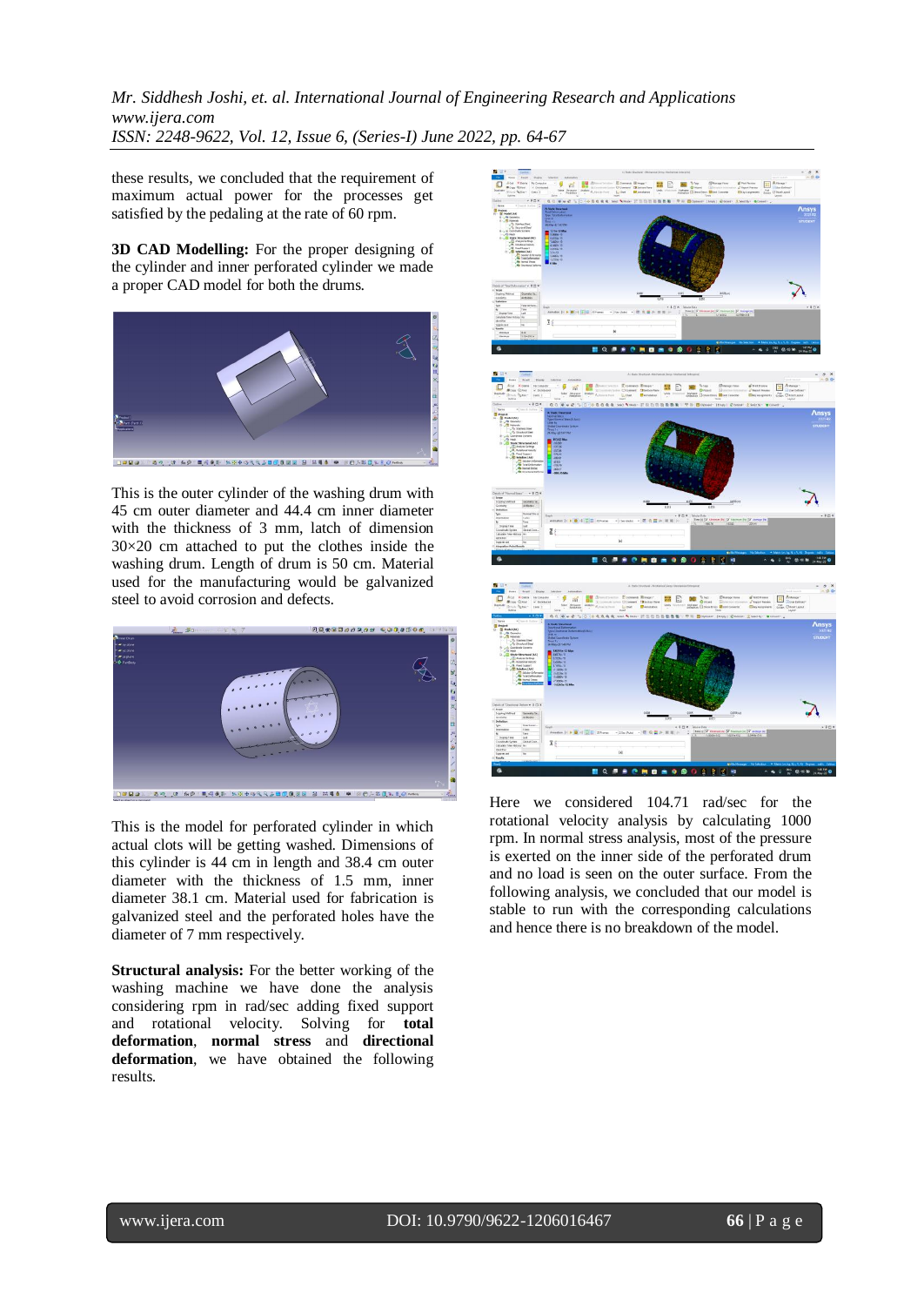these results, we concluded that the requirement of maximum actual power for the processes get satisfied by the pedaling at the rate of 60 rpm.

**3D CAD Modelling:** For the proper designing of the cylinder and inner perforated cylinder we made a proper CAD model for both the drums.

This is the outer cylinder of the washing drum with 45 cm outer diameter and 44.4 cm inner diameter with the thickness of 3 mm, latch of dimension 30×20 cm attached to put the clothes inside the washing drum. Length of drum is 50 cm. Material used for the manufacturing would be galvanized steel to avoid corrosion and defects.

This is the model for perforated cylinder in which actual clots will be getting washed. Dimensions of this cylinder is 44 cm in length and 38.4 cm outer diameter with the thickness of 1.5 mm, inner diameter 38.1 cm. Material used for fabrication is galvanized steel and the perforated holes have the diameter of 7 mm respectively.

**Structural analysis:** For the better working of the washing machine we have done the analysis considering rpm in rad/sec adding fixed support and rotational velocity. Solving for **total deformation**, **normal stress** and **directional deformation**, we have obtained the following results.

Here we considered 104.71 rad/sec for the rotational velocity analysis by calculating 1000 rpm. In normal stress analysis, most of the pressure is exerted on the inner side of the perforated drum and no load is seen on the outer surface. From the following analysis, we concluded that our model is stable to run with the corresponding calculations and hence there is no breakdown of the model.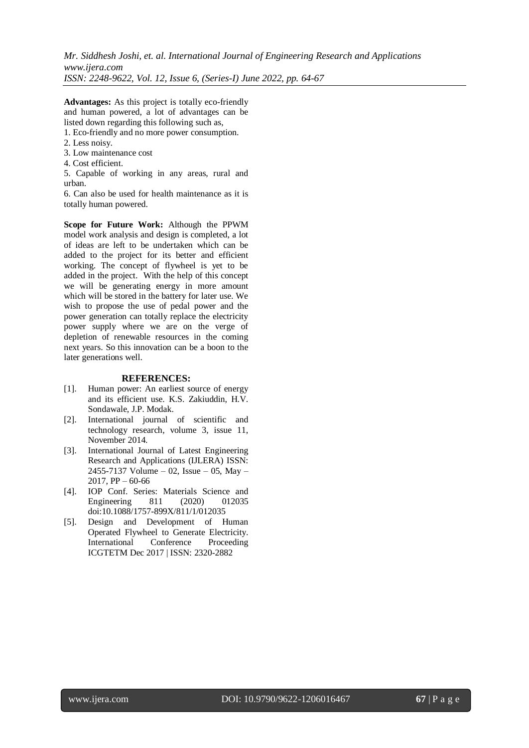**Advantages:** As this project is totally eco-friendly and human powered, a lot of advantages can be listed down regarding this following such as,

1. Eco-friendly and no more power consumption.
2. Less noisy.
3. Low maintenance cost
4. Cost efficient.
5. Capable of working in any areas, rural and urban.
6. Can also be used for health maintenance as it is totally human powered.

**Scope for Future Work:** Although the PPWM model work analysis and design is completed, a lot of ideas are left to be undertaken which can be added to the project for its better and efficient working. The concept of flywheel is yet to be added in the project. With the help of this concept we will be generating energy in more amount which will be stored in the battery for later use. We wish to propose the use of pedal power and the power generation can totally replace the electricity power supply where we are on the verge of depletion of renewable resources in the coming next years. So this innovation can be a boon to the later generations well.

## REFERENCES:

[1]. Human power: An earliest source of energy and its efficient use. K.S. Zakiuddin, H.V. Sondawale, J.P. Modak.

[2]. International journal of scientific and technology research, volume 3, issue 11, November 2014.

[3]. International Journal of Latest Engineering Research and Applications (IJLERA) ISSN: 2455-7137 Volume – 02, Issue – 05, May – 2017, PP – 60-66

[4]. IOP Conf. Series: Materials Science and Engineering 811 (2020) 012035 doi:10.1088/1757-899X/811/1/012035

[5]. Design and Development of Human Operated Flywheel to Generate Electricity. International Conference Proceeding ICGTETM Dec 2017 | ISSN: 2320-2882